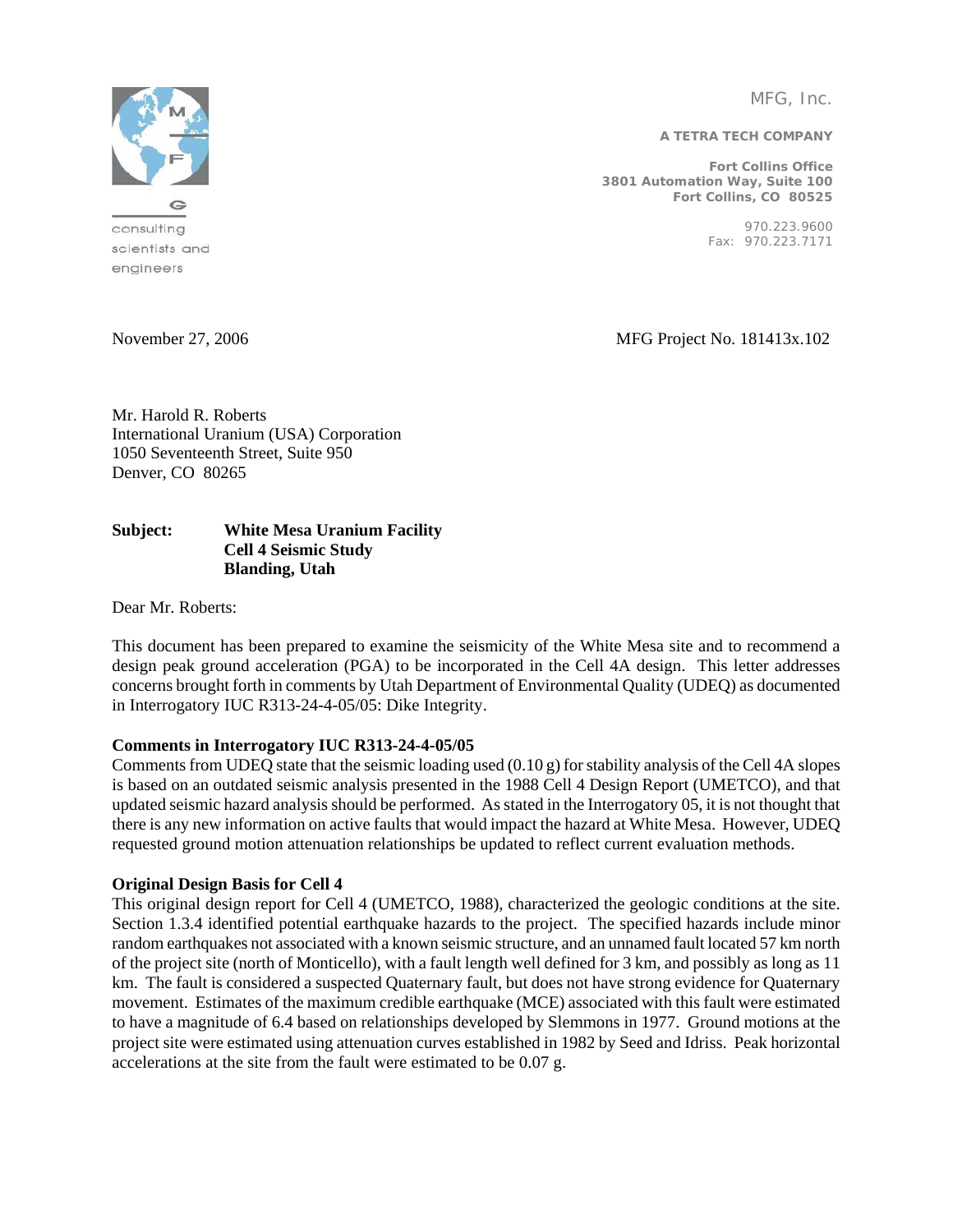MFG, Inc.

**A TETRA TECH COMPANY**

**Fort Collins Office**
**3801 Automation Way, Suite 100**
**Fort Collins, CO 80525**

970.223.9600
Fax: 970.223.7171

consulting scientists and engineers

November 27, 2006

MFG Project No. 181413x.102

Mr. Harold R. Roberts
International Uranium (USA) Corporation
1050 Seventeenth Street, Suite 950
Denver, CO 80265

**Subject: White Mesa Uranium Facility**
**Cell 4 Seismic Study**
**Blanding, Utah**

Dear Mr. Roberts:

This document has been prepared to examine the seismicity of the White Mesa site and to recommend a design peak ground acceleration (PGA) to be incorporated in the Cell 4A design. This letter addresses concerns brought forth in comments by Utah Department of Environmental Quality (UDEQ) as documented in Interrogatory IUC R313-24-4-05/05: Dike Integrity.

**Comments in Interrogatory IUC R313-24-4-05/05**

Comments from UDEQ state that the seismic loading used (0.10 g) for stability analysis of the Cell 4A slopes is based on an outdated seismic analysis presented in the 1988 Cell 4 Design Report (UMETCO), and that updated seismic hazard analysis should be performed. As stated in the Interrogatory 05, it is not thought that there is any new information on active faults that would impact the hazard at White Mesa. However, UDEQ requested ground motion attenuation relationships be updated to reflect current evaluation methods.

**Original Design Basis for Cell 4**

This original design report for Cell 4 (UMETCO, 1988), characterized the geologic conditions at the site. Section 1.3.4 identified potential earthquake hazards to the project. The specified hazards include minor random earthquakes not associated with a known seismic structure, and an unnamed fault located 57 km north of the project site (north of Monticello), with a fault length well defined for 3 km, and possibly as long as 11 km. The fault is considered a suspected Quaternary fault, but does not have strong evidence for Quaternary movement. Estimates of the maximum credible earthquake (MCE) associated with this fault were estimated to have a magnitude of 6.4 based on relationships developed by Slemmons in 1977. Ground motions at the project site were estimated using attenuation curves established in 1982 by Seed and Idriss. Peak horizontal accelerations at the site from the fault were estimated to be 0.07 g.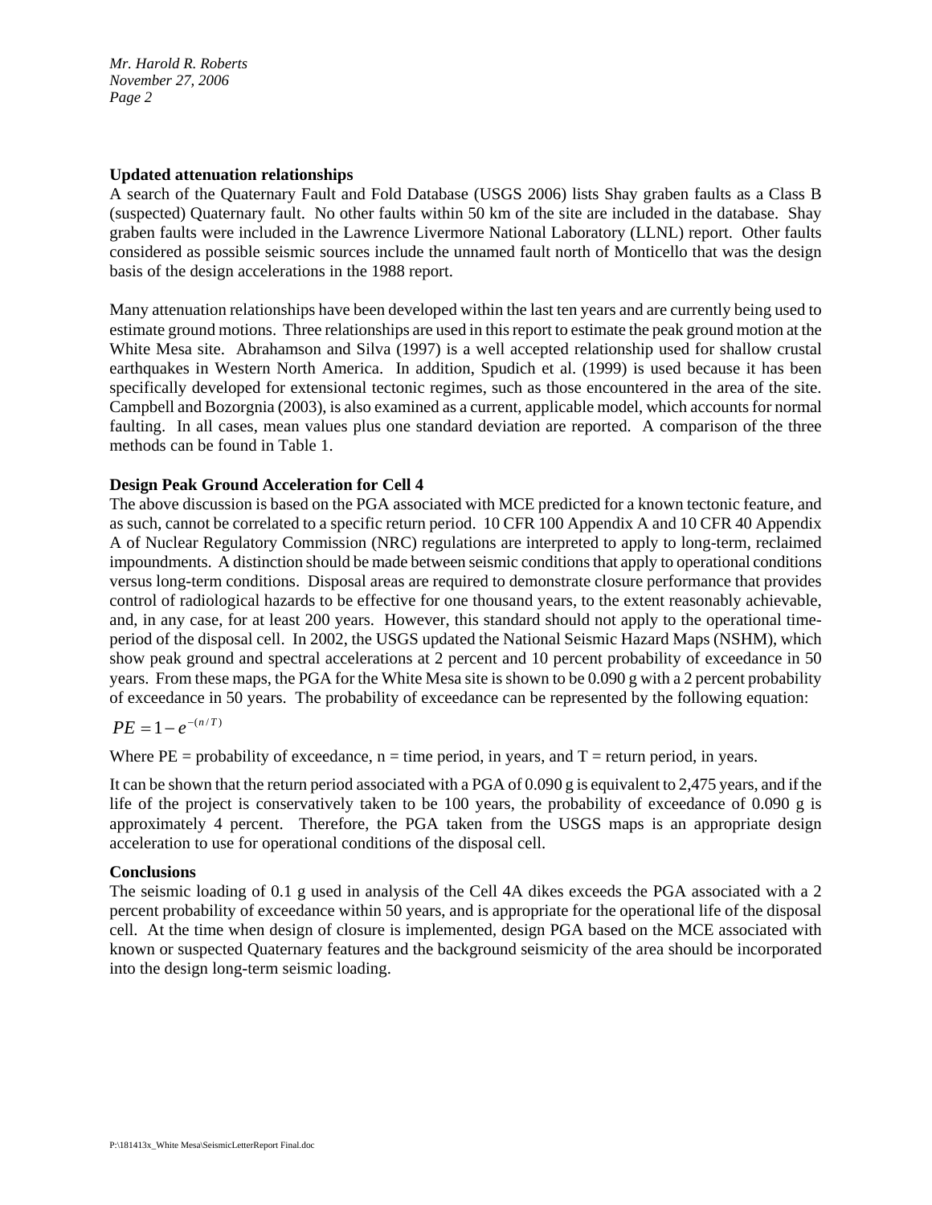**Updated attenuation relationships**

A search of the Quaternary Fault and Fold Database (USGS 2006) lists Shay graben faults as a Class B (suspected) Quaternary fault. No other faults within 50 km of the site are included in the database. Shay graben faults were included in the Lawrence Livermore National Laboratory (LLNL) report. Other faults considered as possible seismic sources include the unnamed fault north of Monticello that was the design basis of the design accelerations in the 1988 report.

Many attenuation relationships have been developed within the last ten years and are currently being used to estimate ground motions. Three relationships are used in this report to estimate the peak ground motion at the White Mesa site. Abrahamson and Silva (1997) is a well accepted relationship used for shallow crustal earthquakes in Western North America. In addition, Spudich et al. (1999) is used because it has been specifically developed for extensional tectonic regimes, such as those encountered in the area of the site. Campbell and Bozorgnia (2003), is also examined as a current, applicable model, which accounts for normal faulting. In all cases, mean values plus one standard deviation are reported. A comparison of the three methods can be found in Table 1.

**Design Peak Ground Acceleration for Cell 4**

The above discussion is based on the PGA associated with MCE predicted for a known tectonic feature, and as such, cannot be correlated to a specific return period. 10 CFR 100 Appendix A and 10 CFR 40 Appendix A of Nuclear Regulatory Commission (NRC) regulations are interpreted to apply to long-term, reclaimed impoundments. A distinction should be made between seismic conditions that apply to operational conditions versus long-term conditions. Disposal areas are required to demonstrate closure performance that provides control of radiological hazards to be effective for one thousand years, to the extent reasonably achievable, and, in any case, for at least 200 years. However, this standard should not apply to the operational time-period of the disposal cell. In 2002, the USGS updated the National Seismic Hazard Maps (NSHM), which show peak ground and spectral accelerations at 2 percent and 10 percent probability of exceedance in 50 years. From these maps, the PGA for the White Mesa site is shown to be 0.090 g with a 2 percent probability of exceedance in 50 years. The probability of exceedance can be represented by the following equation:

$$PE = 1 - e^{-(n/T)}$$

Where PE = probability of exceedance, n = time period, in years, and T = return period, in years.

It can be shown that the return period associated with a PGA of 0.090 g is equivalent to 2,475 years, and if the life of the project is conservatively taken to be 100 years, the probability of exceedance of 0.090 g is approximately 4 percent. Therefore, the PGA taken from the USGS maps is an appropriate design acceleration to use for operational conditions of the disposal cell.

**Conclusions**

The seismic loading of 0.1 g used in analysis of the Cell 4A dikes exceeds the PGA associated with a 2 percent probability of exceedance within 50 years, and is appropriate for the operational life of the disposal cell. At the time when design of closure is implemented, design PGA based on the MCE associated with known or suspected Quaternary features and the background seismicity of the area should be incorporated into the design long-term seismic loading.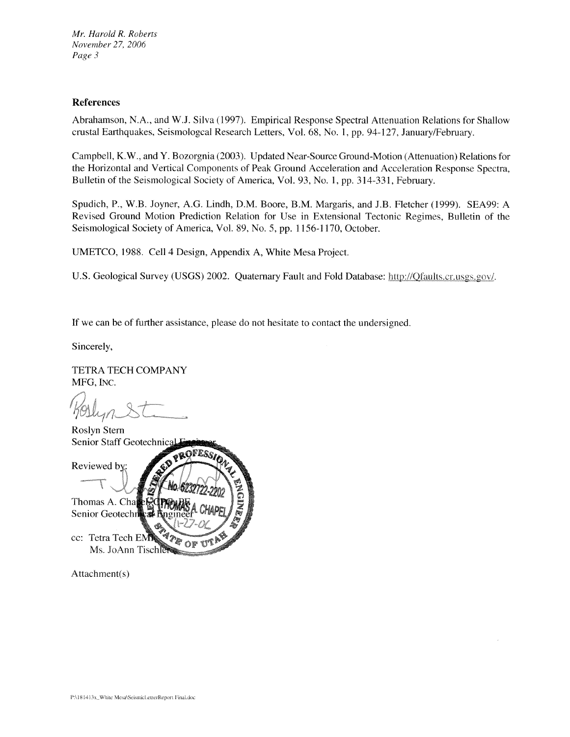## References

Abrahamson, N.A., and W.J. Silva (1997). Empirical Response Spectral Attenuation Relations for Shallow crustal Earthquakes, Seismologcal Research Letters, Vol. 68, No. 1, pp. 94-127, January/February.

Campbell, K.W., and Y. Bozorgnia (2003). Updated Near-Source Ground-Motion (Attenuation) Relations for the Horizontal and Vertical Components of Peak Ground Acceleration and Acceleration Response Spectra, Bulletin of the Seismological Society of America, Vol. 93, No. 1, pp. 314-331, February.

Spudich, P., W.B. Joyner, A.G. Lindh, D.M. Boore, B.M. Margaris, and J.B. Fletcher (1999). SEA99: A Revised Ground Motion Prediction Relation for Use in Extensional Tectonic Regimes, Bulletin of the Seismological Society of America, Vol. 89, No. 5, pp. 1156-1170, October.

UMETCO, 1988. Cell 4 Design, Appendix A, White Mesa Project.

U.S. Geological Survey (USGS) 2002. Quaternary Fault and Fold Database: http://Qfaults.cr.usgs.gov/.

If we can be of further assistance, please do not hesitate to contact the undersigned.

Sincerely,

TETRA TECH COMPANY
MFG, INC.

Roslyn Stern
Senior Staff Geotechnical Engineer

Reviewed by:

Thomas A. Chapel, CPG, PE
Senior Geotechnical Engineer

REGISTERED PROFESSIONAL ENGINEER
No. 6232722-2202
THOMAS A. CHAPEL
11-27-06
STATE OF UTAH

cc: Tetra Tech EMI
Ms. JoAnn Tischler

Attachment(s)

P:\181413x_White Mesa\SeismicLetterReport Final.doc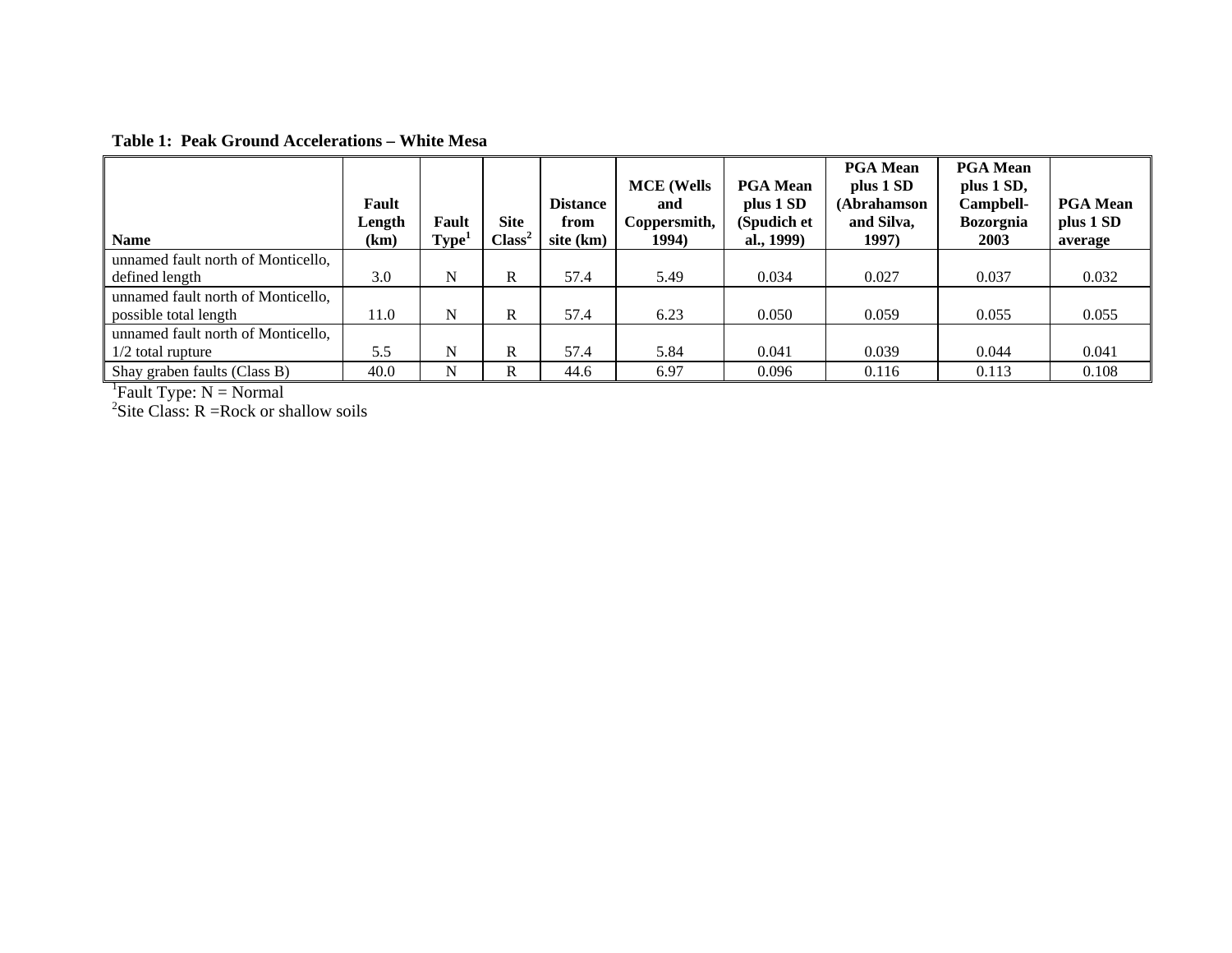**Table 1: Peak Ground Accelerations – White Mesa**

| Name | Fault Length (km) | Fault Type[1] | Site Class[2] | Distance from site (km) | MCE (Wells and Coppersmith, 1994) | PGA Mean plus 1 SD (Spudich et al., 1999) | PGA Mean plus 1 SD (Abrahamson and Silva, 1997) | PGA Mean plus 1 SD, Campbell-Bozorgnia 2003 | PGA Mean plus 1 SD average |
|---|---|---|---|---|---|---|---|---|---|
| unnamed fault north of Monticello, defined length | 3.0 | N | R | 57.4 | 5.49 | 0.034 | 0.027 | 0.037 | 0.032 |
| unnamed fault north of Monticello, possible total length | 11.0 | N | R | 57.4 | 6.23 | 0.050 | 0.059 | 0.055 | 0.055 |
| unnamed fault north of Monticello, 1/2 total rupture | 5.5 | N | R | 57.4 | 5.84 | 0.041 | 0.039 | 0.044 | 0.041 |
| Shay graben faults (Class B) | 40.0 | N | R | 44.6 | 6.97 | 0.096 | 0.116 | 0.113 | 0.108 |

[1]Fault Type: N = Normal

[2]Site Class: R =Rock or shallow soils